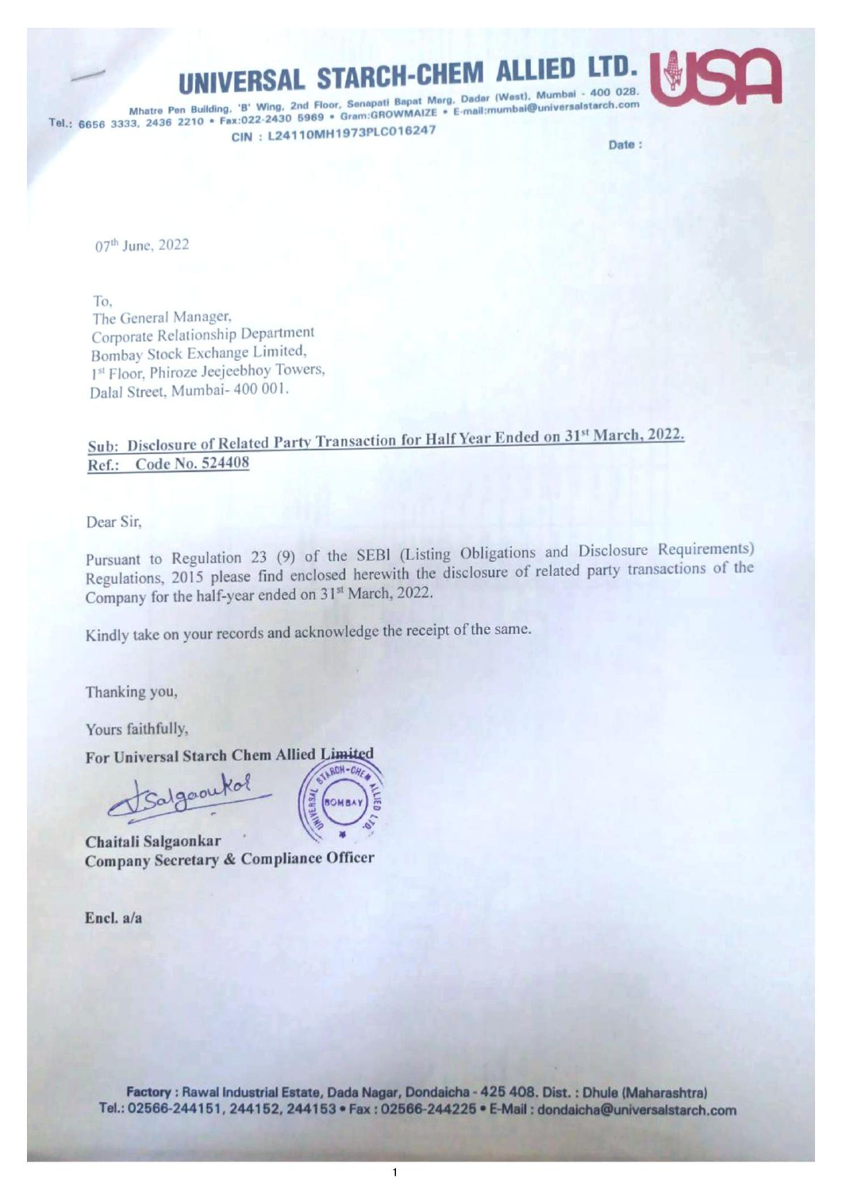# UNIVERSAL STARCH-CHEM ALLIED LTD.

Mhatre Pen Building, 'B' Wing, 2nd Floor, Senapati Bapat Marg, Dadar (West), Mumbai - 400 028.
Tel.: 6656 3333, 2436 2210 • Fax:022-2430 5969 • Gram:GROWMAIZE • E-mail:mumbai@universalstarch.com

CIN : L24110MH1973PLC016247

Date :

07th June, 2022

To,
The General Manager,
Corporate Relationship Department
Bombay Stock Exchange Limited,
1st Floor, Phiroze Jeejeebhoy Towers,
Dalal Street, Mumbai- 400 001.

**Sub: Disclosure of Related Party Transaction for Half Year Ended on 31st March, 2022.**
**Ref.: Code No. 524408**

Dear Sir,

Pursuant to Regulation 23 (9) of the SEBI (Listing Obligations and Disclosure Requirements) Regulations, 2015 please find enclosed herewith the disclosure of related party transactions of the Company for the half-year ended on 31st March, 2022.

Kindly take on your records and acknowledge the receipt of the same.

Thanking you,

Yours faithfully,

**For Universal Starch Chem Allied Limited**

**Chaitali Salgaonkar**
**Company Secretary & Compliance Officer**

**Encl. a/a**

**Factory :** Rawal Industrial Estate, Dada Nagar, Dondaicha - 425 408. Dist. : Dhule (Maharashtra)
Tel.: 02566-244151, 244152, 244153 • Fax : 02566-244225 • E-Mail : dondaicha@universalstarch.com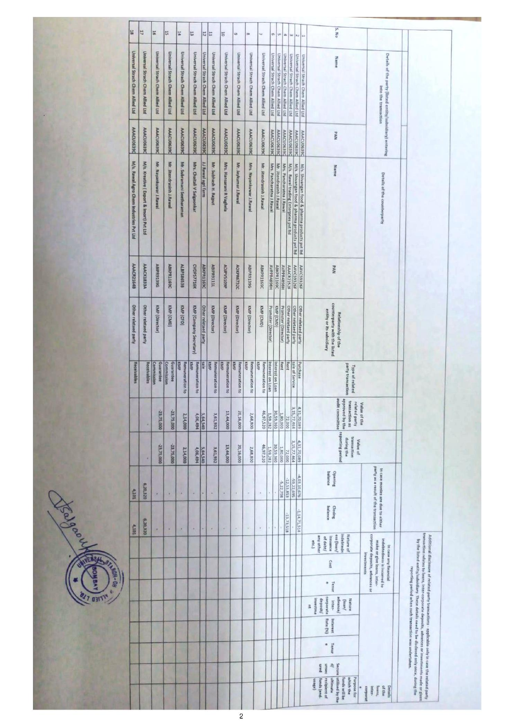Additional disclosure of related party transactions - applicable only in case the related party transaction relates to loans, inter-corporate deposits, advances or investments made or given by the listed entity/subsidiary. These details need to be disclosed only once, during the reporting period when such transaction was undertaken.

| S. No | Details of the party (listed entity/subsidiary) entering into the transaction | | Details of the counterparty | | | Type of related party transaction | Value of the related party transaction as approved by the audit committee | Value of transaction during the reporting period | In case monies are due to either party as a result of the transaction | | In case any financial indebtedness is incurred to make or give loans, inter-corporate deposits, advances or investments | | | Details of the loans, inter-corporate deposits, advances or investments | | | | | |
|---|---|---|---|---|---|---|---|---|---|---|---|---|---|---|---|---|---|---|---|
| | Name | PAN | Name | PAN | Relationship of the counterparty with the listed entity or its subsidiary | | | | Opening balance | Closing balance | Nature of indebtedness (loan/ issuance of debt/ any other etc.) | Cost | Tenure | Nature (loan/ advance/ inter-corporate deposit/ investment) | Interest Rate (%) | Tenure | Secured/ unsecured | Purpose for which the funds will be utilised by the ultimate recipient of funds (end-usage) |
| 1 | Universal Strach Chem Allied Ltd | AAACU0639C | M/s. Shivangan food & pharma products pvt ltd | AAVCS9326F | Other releted party | Purchase | 4,31,70,089 | 4,31,70,089 | -4,03,10,676 | -1,14,71,514 | | | | | | | | |
| 2 | Universal Strach Chem Allied Ltd | AAACU0639C | M/s. Shivangan food & pharma products pvt ltd | AAVCS9326F | Other releted party | Sale of Service | 3,15,77,464 | 3,15,77,464 | -59,22,695 | - | | | | | | | | |
| 3 | Universal Strach Chem Allied Ltd | AAACU0639C | M/s. Rawal trading Enterprises pvt ltd | AAACR2152F | Other releted party | Rent | 72,000 | 72,000 | -12,55,853 | -13,73,518 | | | | | | | | |
| 4 | Universal Strach Chem Allied Ltd | AAACU0639C | Mrs. Panchratna J Rawal | AVPPR4898H | Promoter (Director) | Rent | 1,80,000 | 1,80,000 | -5,21,798 | - | | | | | | | | |
| 5 | Universal Strach Chem Allied Ltd | AAACU0639C | Mr. Jitendrasinh J.Rawal | ABKPR1169C | KMP (CMD) | Interest on Loan | 30,59,360 | 30,59,360 | - | - | | | | | | | | |
| 6 | Universal Strach Chem Allied Ltd | AAACU0639C | Mrs. Panchratna J Rawal | AVPPR4898H | Promoter (Director) | Interest on Loan | 1,59,282 | 1,59,282 | - | - | | | | | | | | |
| 7 | Universal Strach Chem Allied Ltd | AAACU0639C | Mr. Jitendrasinh J.Rawal | ABKPR1169C | KMP (CMD) | Remuneration to KMP | 46,97,520 | 46,97,520 | - | - | | | | | | | | |
| 8 | Universal Strach Chem Allied Ltd | AAACU0639C | Mrs. Nayankuwar J.Rawal | ABIPR8139G | KMP (Director) | Remuneration to KMP | 2,68,800 | 2,68,800 | - | - | | | | | | | | |
| 9 | Universal Strach Chem Allied Ltd | AAACU0639C | Mr. Jaykumar J.Rawal | AOXPR6732C | KMP (Director) | Remuneration to KMP | 20,16,000 | 20,16,000 | - | - | | | | | | | | |
| 10 | Universal Strach Chem Allied Ltd | AAACU0639C | Mrs Hansaram R Vaghela | ADIPV5109P | KMP (Director) | Remuneration to KMP | 13,44,000 | 13,44,000 | - | - | | | | | | | | |
| 11 | Universal Strach Chem Allied Ltd | AAACU0639C | Mr. Subhash H. Rajput | ABIPR9111L | KMP (Director) | Remuneration to KMP | 3,61,932 | 3,61,932 | - | - | | | | | | | | |
| 12 | Universal Strach Chem Allied Ltd | AAACU0639C | J.J Rawal agri farm | ABKPR1169C | Other releated party | Sale | 5,64,540 | 5,64,540 | - | - | | | | | | | | |
| 13 | Universal Strach Chem Allied Ltd | AAACU0639C | Mrs. Chaitali V Salgaonkar | CVDPS7716R | KMP (Company Secretary) | Remuneration to KMP | 4,06,494 | 4,06,494 | - | - | | | | | | | | |
| 14 | Universal Strach Chem Allied Ltd | AAACU0639C | Mr. Subramani Seetharaman | ALBPS8653B | KMP (CFO) | Remuneration to KMP | 2,14,000 | 2,14,000 | - | - | | | | | | | | |
| 15 | Universal Strach Chem Allied Ltd | AAACU0639C | Mr. Jitendrasinh J.Rawal | ABKPR1169C | KMP (CMD) | Guarantee Commission | -23,75,000 | -23,75,000 | - | - | | | | | | | | |
| 16 | Universal Strach Chem Allied Ltd | AAACU0639C | Mr. Nayankuwar J.Rawal | ABIPR8139G | KMP (Director) | Guarantee Commission | -23,75,000 | -23,75,000 | - | - | | | | | | | | |
| 17 | Universal Strach Chem Allied Ltd | AAACU0639C | M/s Kreative ( Export & Imort) Pvt Ltd | AAACK1833A | Other releated party | Receivables | - | - | 6,20,320 | 6,20,320 | | | | | | | | |
| 18 | Universal Strach Chem Allied Ltd | AAACU0639C | M/s Rawal Agro Chem Industries Pvt Ltd | AAACR3164B | Other releated party | Receivables | | | 4,101 | 4,101 | | | | | | | | |